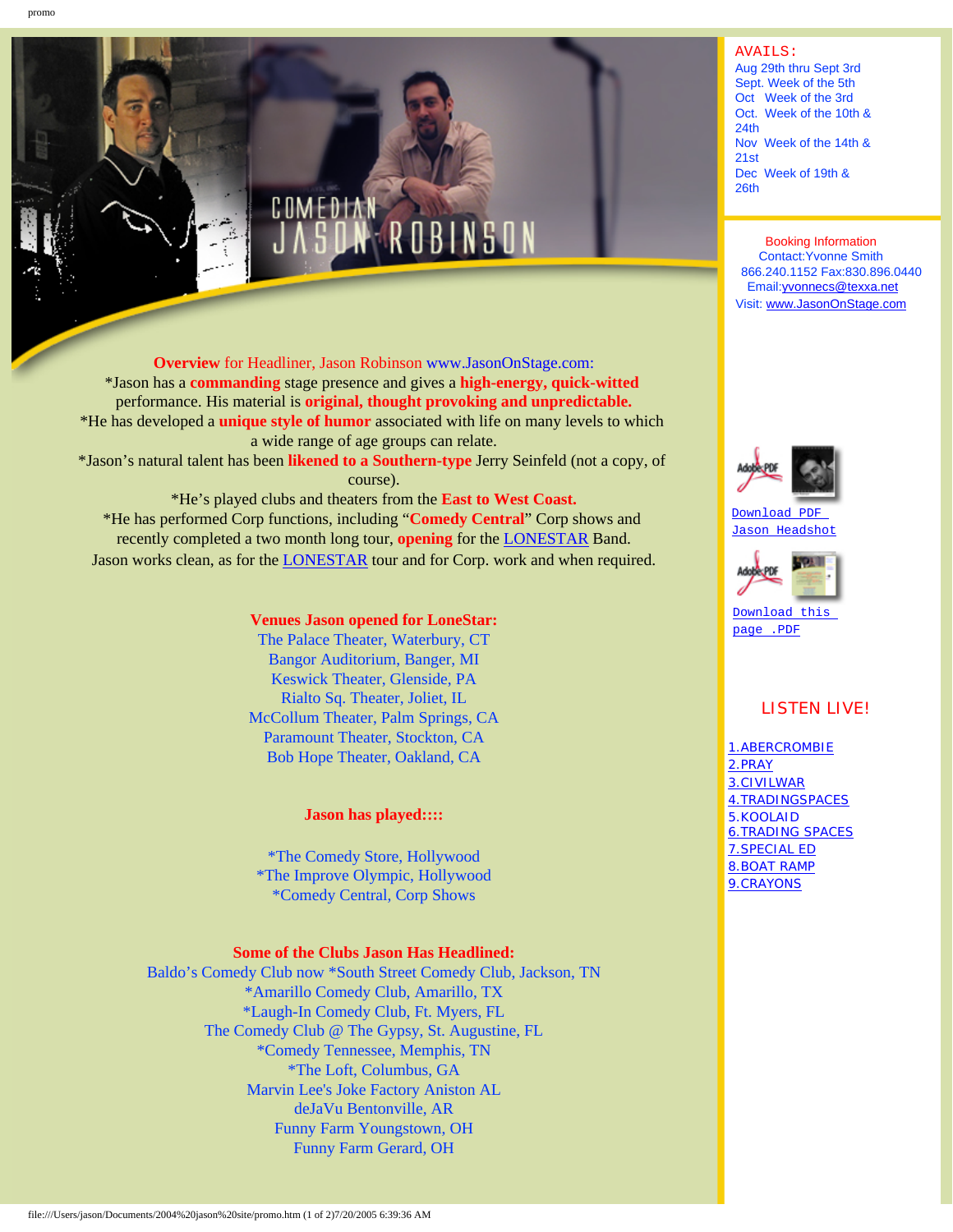COMEDIAN JASON ROBINSON

**Overview** for Headliner, Jason Robinson www.JasonOnStage.com:

*Jason has a **commanding** stage presence and gives a **high-energy, quick-witted** performance. His material is **original, thought provoking and unpredictable.**

*He has developed a **unique style of humor** associated with life on many levels to which a wide range of age groups can relate.

*Jason's natural talent has been **likened to a Southern-type** Jerry Seinfeld (not a copy, of course).

*He's played clubs and theaters from the **East to West Coast.**

*He has performed Corp functions, including "**Comedy Central**" Corp shows and recently completed a two month long tour, **opening** for the LONESTAR Band.

Jason works clean, as for the LONESTAR tour and for Corp. work and when required.

**Venues Jason opened for LoneStar:**

The Palace Theater, Waterbury, CT
Bangor Auditorium, Banger, MI
Keswick Theater, Glenside, PA
Rialto Sq. Theater, Joliet, IL
McCollum Theater, Palm Springs, CA
Paramount Theater, Stockton, CA
Bob Hope Theater, Oakland, CA

**Jason has played::::**

*The Comedy Store, Hollywood
*The Improve Olympic, Hollywood
*Comedy Central, Corp Shows

**Some of the Clubs Jason Has Headlined:**

Baldo's Comedy Club now *South Street Comedy Club, Jackson, TN
*Amarillo Comedy Club, Amarillo, TX
*Laugh-In Comedy Club, Ft. Myers, FL
The Comedy Club @ The Gypsy, St. Augustine, FL
*Comedy Tennessee, Memphis, TN
*The Loft, Columbus, GA
Marvin Lee's Joke Factory Aniston AL
deJaVu Bentonville, AR
Funny Farm Youngstown, OH
Funny Farm Gerard, OH

AVAILS:
Aug 29th thru Sept 3rd
Sept. Week of the 5th
Oct Week of the 3rd
Oct. Week of the 10th & 24th
Nov Week of the 14th & 21st
Dec Week of 19th & 26th

Booking Information
Contact:Yvonne Smith
866.240.1152 Fax:830.896.0440
Email:yvonnecs@texxa.net
Visit: www.JasonOnStage.com

Download PDF Jason Headshot

Download this page .PDF

LISTEN LIVE!

1.ABERCROMBIE
2.PRAY
3.CIVILWAR
4.TRADINGSPACES
5.KOOLAID
6.TRADING SPACES
7.SPECIAL ED
8.BOAT RAMP
9.CRAYONS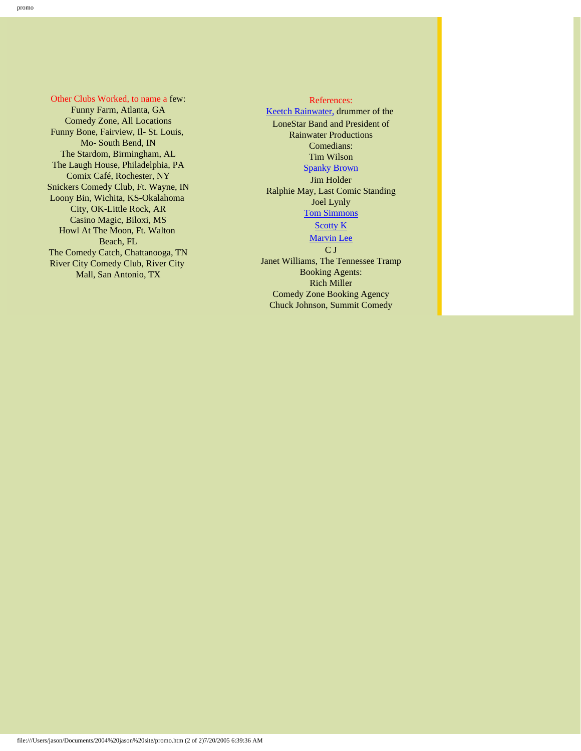Other Clubs Worked, to name a few:

Funny Farm, Atlanta, GA
Comedy Zone, All Locations
Funny Bone, Fairview, Il- St. Louis, Mo- South Bend, IN
The Stardom, Birmingham, AL
The Laugh House, Philadelphia, PA
Comix Café, Rochester, NY
Snickers Comedy Club, Ft. Wayne, IN
Loony Bin, Wichita, KS-Okalahoma City, OK-Little Rock, AR
Casino Magic, Biloxi, MS
Howl At The Moon, Ft. Walton Beach, FL
The Comedy Catch, Chattanooga, TN
River City Comedy Club, River City Mall, San Antonio, TX

References:

Keetch Rainwater, drummer of the LoneStar Band and President of Rainwater Productions

Comedians:

Tim Wilson
Spanky Brown
Jim Holder
Ralphie May, Last Comic Standing
Joel Lynly
Tom Simmons
Scotty K
Marvin Lee
C J
Janet Williams, The Tennessee Tramp

Booking Agents:

Rich Miller
Comedy Zone Booking Agency
Chuck Johnson, Summit Comedy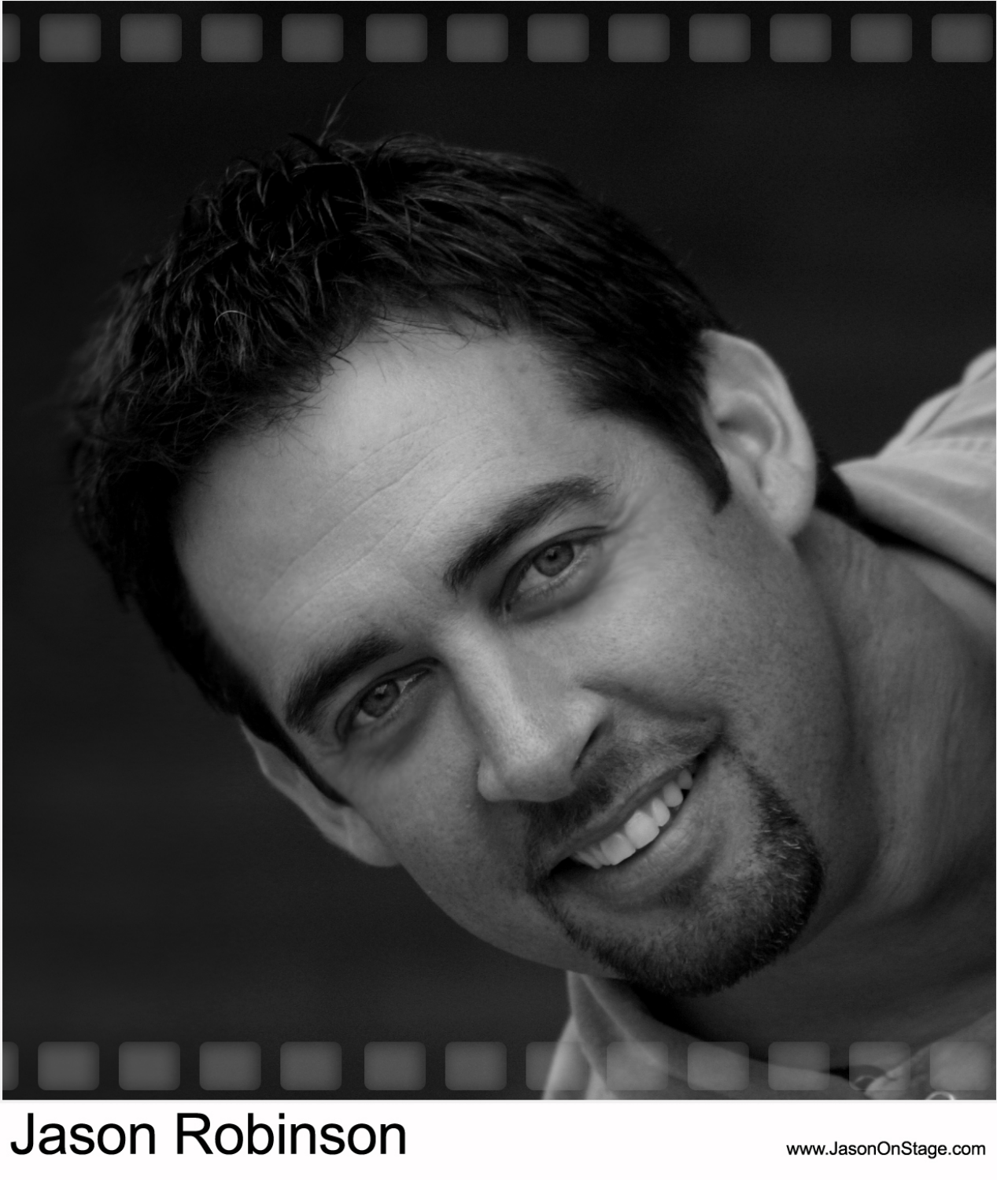Jason Robinson

www.JasonOnStage.com